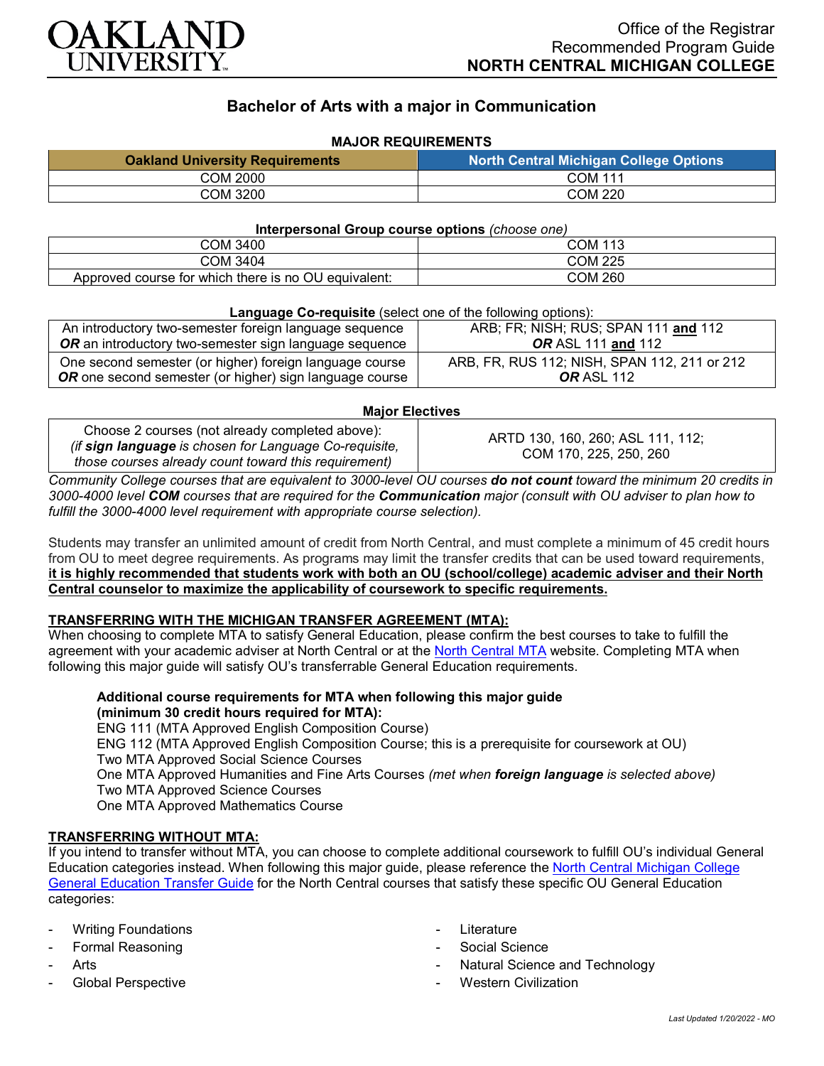OAKLAND UNIVERSITY

Office of the Registrar
Recommended Program Guide
**NORTH CENTRAL MICHIGAN COLLEGE**

## Bachelor of Arts with a major in Communication

### MAJOR REQUIREMENTS

| Oakland University Requirements | North Central Michigan College Options |
|---|---|
| COM 2000 | COM 111 |
| COM 3200 | COM 220 |

**Interpersonal Group course options** *(choose one)*

| | |
|---|---|
| COM 3400 | COM 113 |
| COM 3404 | COM 225 |
| Approved course for which there is no OU equivalent: | COM 260 |

**Language Co-requisite** (select one of the following options):

| | |
|---|---|
| An introductory two-semester foreign language sequence ***OR*** an introductory two-semester sign language sequence | ARB; FR; NISH; RUS; SPAN 111 **and** 112 ***OR*** ASL 111 **and** 112 |
| One second semester (or higher) foreign language course ***OR*** one second semester (or higher) sign language course | ARB, FR, RUS 112; NISH, SPAN 112, 211 or 212 ***OR*** ASL 112 |

**Major Electives**

| | |
|---|---|
| Choose 2 courses (not already completed above): *(if **sign language** is chosen for Language Co-requisite, those courses already count toward this requirement)* | ARTD 130, 160, 260; ASL 111, 112; COM 170, 225, 250, 260 |

*Community College courses that are equivalent to 3000-level OU courses **do not count** toward the minimum 20 credits in 3000-4000 level **COM** courses that are required for the **Communication** major (consult with OU adviser to plan how to fulfill the 3000-4000 level requirement with appropriate course selection).*

Students may transfer an unlimited amount of credit from North Central, and must complete a minimum of 45 credit hours from OU to meet degree requirements. As programs may limit the transfer credits that can be used toward requirements, **it is highly recommended that students work with both an OU (school/college) academic adviser and their North Central counselor to maximize the applicability of coursework to specific requirements.**

### TRANSFERRING WITH THE MICHIGAN TRANSFER AGREEMENT (MTA):

When choosing to complete MTA to satisfy General Education, please confirm the best courses to take to fulfill the agreement with your academic adviser at North Central or at the North Central MTA website. Completing MTA when following this major guide will satisfy OU's transferrable General Education requirements.

**Additional course requirements for MTA when following this major guide (minimum 30 credit hours required for MTA):**
ENG 111 (MTA Approved English Composition Course)
ENG 112 (MTA Approved English Composition Course; this is a prerequisite for coursework at OU)
Two MTA Approved Social Science Courses
One MTA Approved Humanities and Fine Arts Courses *(met when **foreign language** is selected above)*
Two MTA Approved Science Courses
One MTA Approved Mathematics Course

### TRANSFERRING WITHOUT MTA:

If you intend to transfer without MTA, you can choose to complete additional coursework to fulfill OU's individual General Education categories instead. When following this major guide, please reference the North Central Michigan College General Education Transfer Guide for the North Central courses that satisfy these specific OU General Education categories:

- Writing Foundations
- Formal Reasoning
- Arts
- Global Perspective
- Literature
- Social Science
- Natural Science and Technology
- Western Civilization

*Last Updated 1/20/2022 - MO*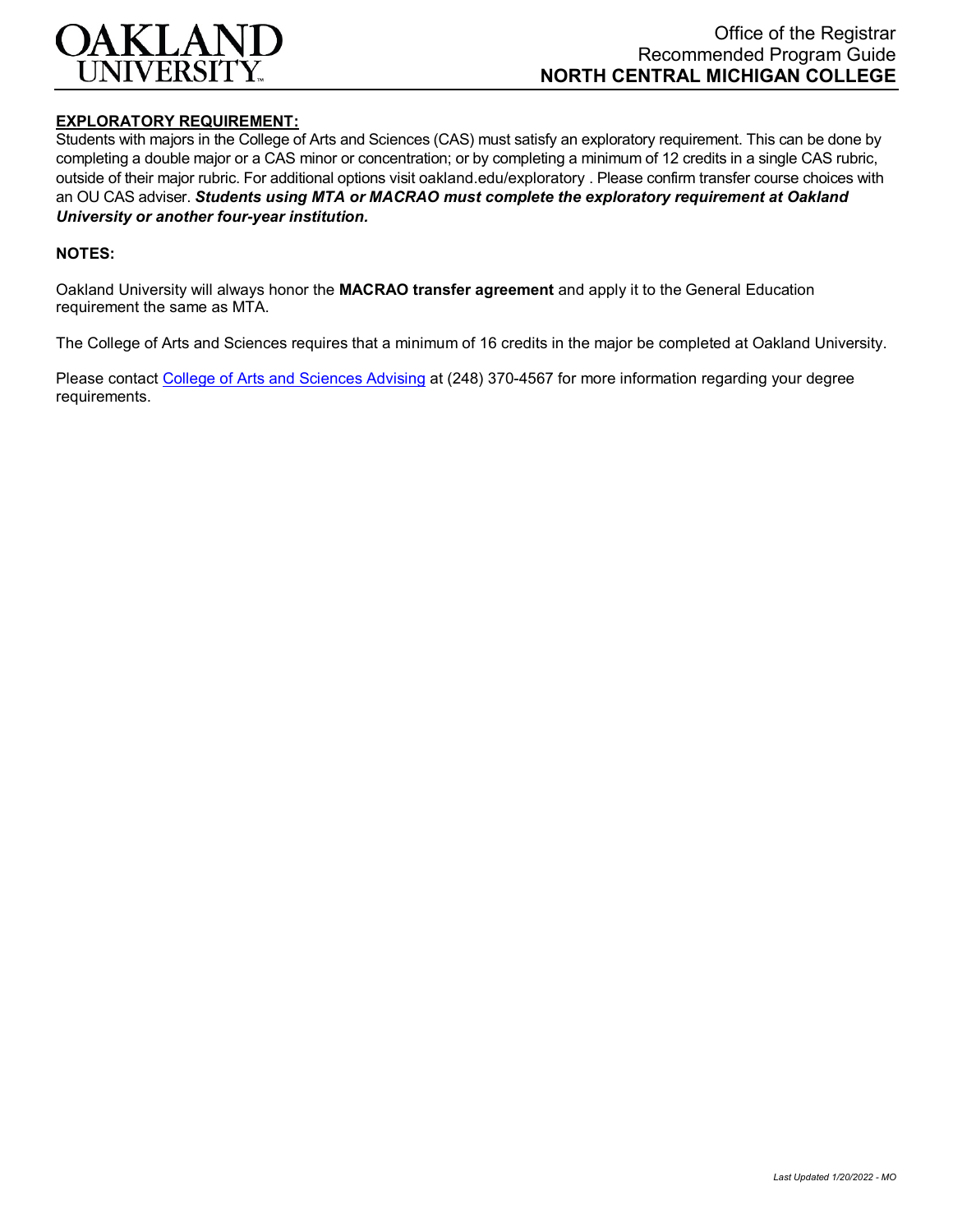**EXPLORATORY REQUIREMENT:**

Students with majors in the College of Arts and Sciences (CAS) must satisfy an exploratory requirement. This can be done by completing a double major or a CAS minor or concentration; or by completing a minimum of 12 credits in a single CAS rubric, outside of their major rubric. For additional options visit oakland.edu/exploratory . Please confirm transfer course choices with an OU CAS adviser. ***Students using MTA or MACRAO must complete the exploratory requirement at Oakland University or another four-year institution.***

**NOTES:**

Oakland University will always honor the **MACRAO transfer agreement** and apply it to the General Education requirement the same as MTA.

The College of Arts and Sciences requires that a minimum of 16 credits in the major be completed at Oakland University.

Please contact College of Arts and Sciences Advising at (248) 370-4567 for more information regarding your degree requirements.

*Last Updated 1/20/2022 - MO*